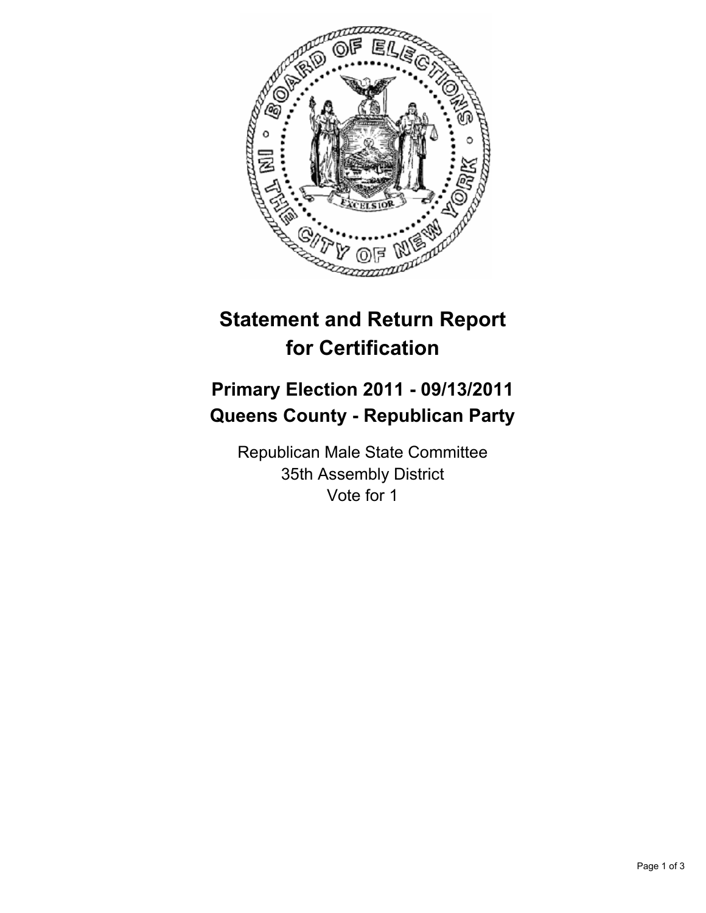# Statement and Return Report for Certification

## Primary Election 2011 - 09/13/2011
## Queens County - Republican Party

Republican Male State Committee
35th Assembly District
Vote for 1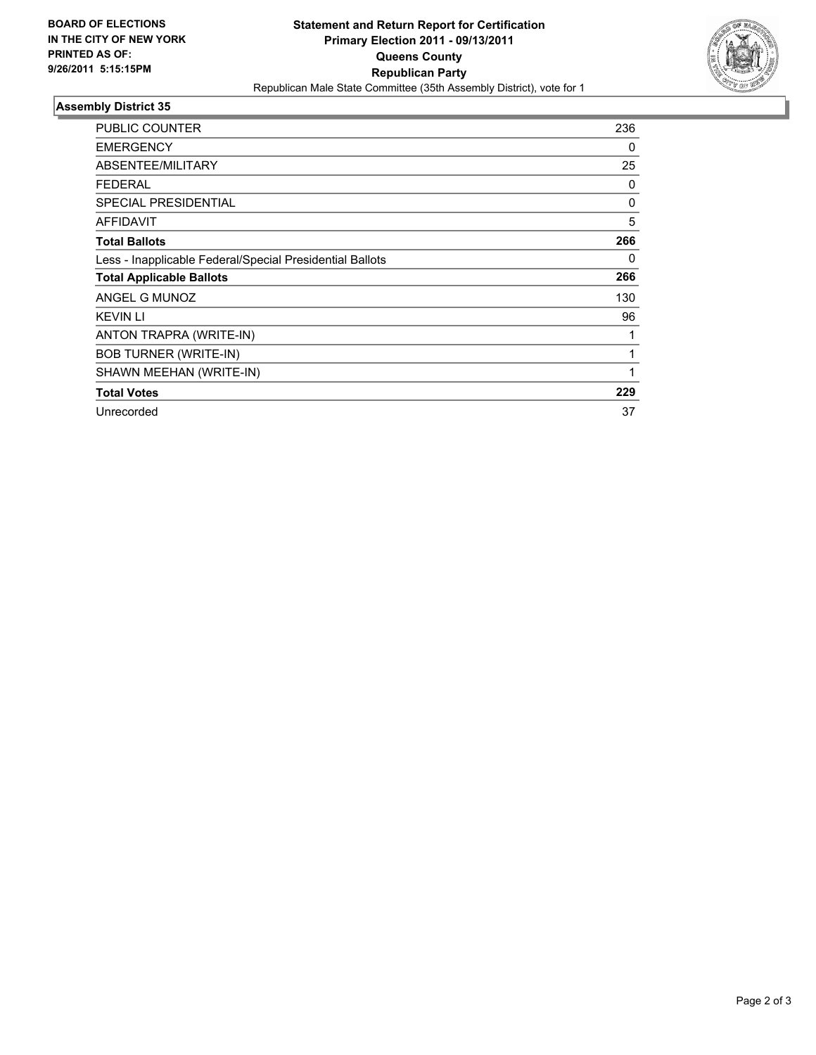**BOARD OF ELECTIONS IN THE CITY OF NEW YORK PRINTED AS OF: 9/26/2011 5:15:15PM**

**Statement and Return Report for Certification**
**Primary Election 2011 - 09/13/2011**
**Queens County**
**Republican Party**
Republican Male State Committee (35th Assembly District), vote for 1

## Assembly District 35

| | |
|---|---|
| PUBLIC COUNTER | 236 |
| EMERGENCY | 0 |
| ABSENTEE/MILITARY | 25 |
| FEDERAL | 0 |
| SPECIAL PRESIDENTIAL | 0 |
| AFFIDAVIT | 5 |
| **Total Ballots** | **266** |
| Less - Inapplicable Federal/Special Presidential Ballots | 0 |
| **Total Applicable Ballots** | **266** |
| ANGEL G MUNOZ | 130 |
| KEVIN LI | 96 |
| ANTON TRAPRA (WRITE-IN) | 1 |
| BOB TURNER (WRITE-IN) | 1 |
| SHAWN MEEHAN (WRITE-IN) | 1 |
| **Total Votes** | **229** |
| Unrecorded | 37 |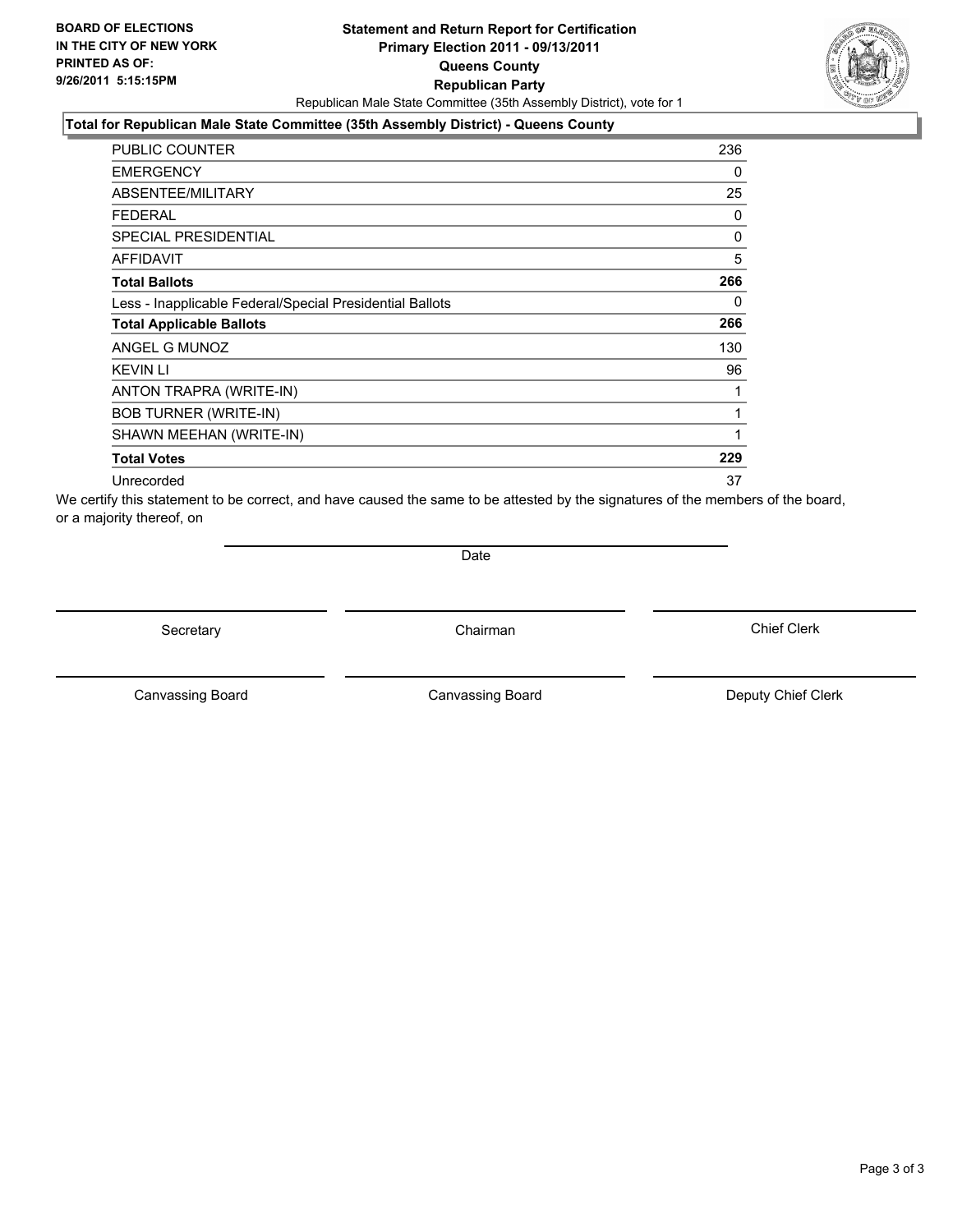**BOARD OF ELECTIONS IN THE CITY OF NEW YORK PRINTED AS OF: 9/26/2011 5:15:15PM**

**Statement and Return Report for Certification**
**Primary Election 2011 - 09/13/2011**
**Queens County**
**Republican Party**
Republican Male State Committee (35th Assembly District), vote for 1

**Total for Republican Male State Committee (35th Assembly District) - Queens County**

| | |
|---|---|
| PUBLIC COUNTER | 236 |
| EMERGENCY | 0 |
| ABSENTEE/MILITARY | 25 |
| FEDERAL | 0 |
| SPECIAL PRESIDENTIAL | 0 |
| AFFIDAVIT | 5 |
| **Total Ballots** | **266** |
| Less - Inapplicable Federal/Special Presidential Ballots | 0 |
| **Total Applicable Ballots** | **266** |
| ANGEL G MUNOZ | 130 |
| KEVIN LI | 96 |
| ANTON TRAPRA (WRITE-IN) | 1 |
| BOB TURNER (WRITE-IN) | 1 |
| SHAWN MEEHAN (WRITE-IN) | 1 |
| **Total Votes** | **229** |
| Unrecorded | 37 |

We certify this statement to be correct, and have caused the same to be attested by the signatures of the members of the board, or a majority thereof, on

Date

Secretary

Chairman

Chief Clerk

Canvassing Board

Canvassing Board

Deputy Chief Clerk